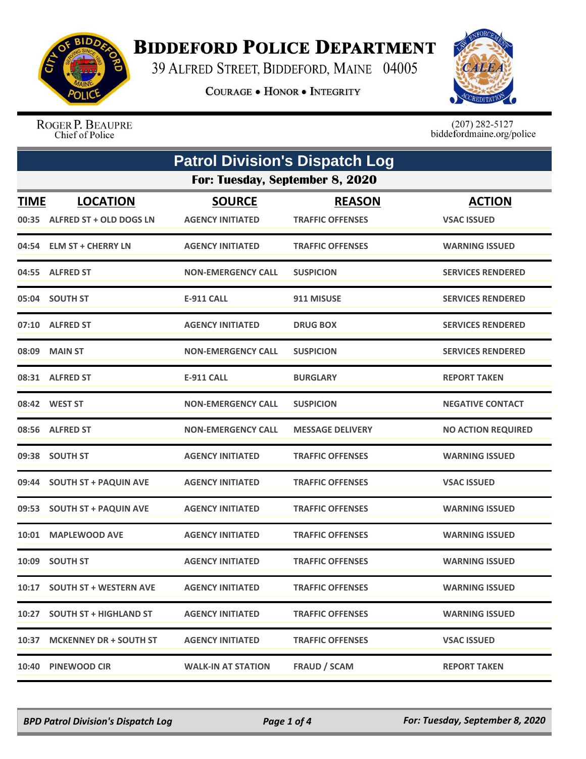# Biddeford Police Department

39 Alfred Street, Biddeford, Maine 04005

Courage • Honor • Integrity

Roger P. Beaupre
Chief of Police

(207) 282-5127
biddefordmaine.org/police

## Patrol Division's Dispatch Log

### For: Tuesday, September 8, 2020

| TIME | LOCATION | SOURCE | REASON | ACTION |
|---|---|---|---|---|
| 00:35 | ALFRED ST + OLD DOGS LN | AGENCY INITIATED | TRAFFIC OFFENSES | VSAC ISSUED |
| 04:54 | ELM ST + CHERRY LN | AGENCY INITIATED | TRAFFIC OFFENSES | WARNING ISSUED |
| 04:55 | ALFRED ST | NON-EMERGENCY CALL | SUSPICION | SERVICES RENDERED |
| 05:04 | SOUTH ST | E-911 CALL | 911 MISUSE | SERVICES RENDERED |
| 07:10 | ALFRED ST | AGENCY INITIATED | DRUG BOX | SERVICES RENDERED |
| 08:09 | MAIN ST | NON-EMERGENCY CALL | SUSPICION | SERVICES RENDERED |
| 08:31 | ALFRED ST | E-911 CALL | BURGLARY | REPORT TAKEN |
| 08:42 | WEST ST | NON-EMERGENCY CALL | SUSPICION | NEGATIVE CONTACT |
| 08:56 | ALFRED ST | NON-EMERGENCY CALL | MESSAGE DELIVERY | NO ACTION REQUIRED |
| 09:38 | SOUTH ST | AGENCY INITIATED | TRAFFIC OFFENSES | WARNING ISSUED |
| 09:44 | SOUTH ST + PAQUIN AVE | AGENCY INITIATED | TRAFFIC OFFENSES | VSAC ISSUED |
| 09:53 | SOUTH ST + PAQUIN AVE | AGENCY INITIATED | TRAFFIC OFFENSES | WARNING ISSUED |
| 10:01 | MAPLEWOOD AVE | AGENCY INITIATED | TRAFFIC OFFENSES | WARNING ISSUED |
| 10:09 | SOUTH ST | AGENCY INITIATED | TRAFFIC OFFENSES | WARNING ISSUED |
| 10:17 | SOUTH ST + WESTERN AVE | AGENCY INITIATED | TRAFFIC OFFENSES | WARNING ISSUED |
| 10:27 | SOUTH ST + HIGHLAND ST | AGENCY INITIATED | TRAFFIC OFFENSES | WARNING ISSUED |
| 10:37 | MCKENNEY DR + SOUTH ST | AGENCY INITIATED | TRAFFIC OFFENSES | VSAC ISSUED |
| 10:40 | PINEWOOD CIR | WALK-IN AT STATION | FRAUD / SCAM | REPORT TAKEN |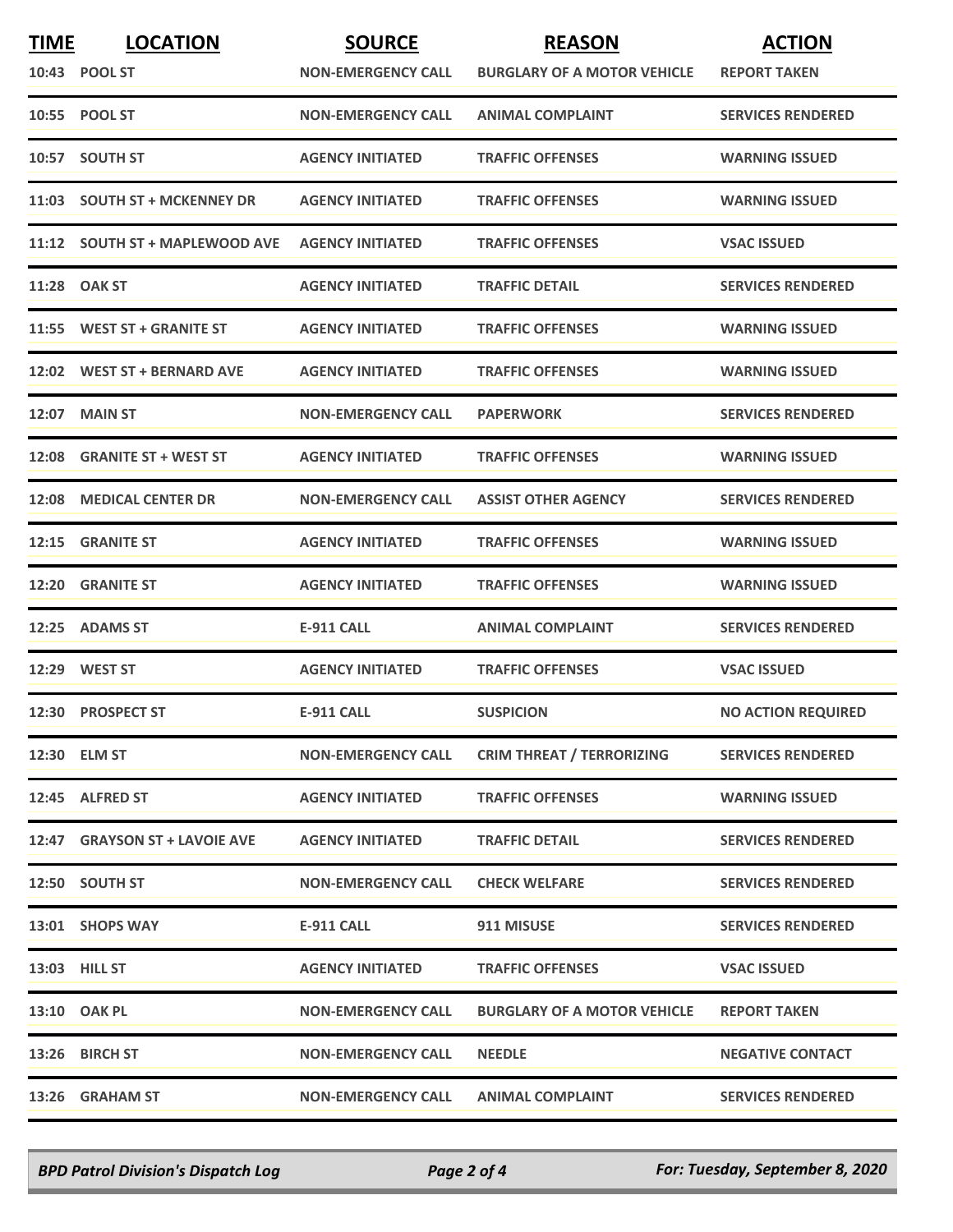| TIME | LOCATION | SOURCE | REASON | ACTION |
|---|---|---|---|---|
| 10:43 | POOL ST | NON-EMERGENCY CALL | BURGLARY OF A MOTOR VEHICLE | REPORT TAKEN |
| 10:55 | POOL ST | NON-EMERGENCY CALL | ANIMAL COMPLAINT | SERVICES RENDERED |
| 10:57 | SOUTH ST | AGENCY INITIATED | TRAFFIC OFFENSES | WARNING ISSUED |
| 11:03 | SOUTH ST + MCKENNEY DR | AGENCY INITIATED | TRAFFIC OFFENSES | WARNING ISSUED |
| 11:12 | SOUTH ST + MAPLEWOOD AVE | AGENCY INITIATED | TRAFFIC OFFENSES | VSAC ISSUED |
| 11:28 | OAK ST | AGENCY INITIATED | TRAFFIC DETAIL | SERVICES RENDERED |
| 11:55 | WEST ST + GRANITE ST | AGENCY INITIATED | TRAFFIC OFFENSES | WARNING ISSUED |
| 12:02 | WEST ST + BERNARD AVE | AGENCY INITIATED | TRAFFIC OFFENSES | WARNING ISSUED |
| 12:07 | MAIN ST | NON-EMERGENCY CALL | PAPERWORK | SERVICES RENDERED |
| 12:08 | GRANITE ST + WEST ST | AGENCY INITIATED | TRAFFIC OFFENSES | WARNING ISSUED |
| 12:08 | MEDICAL CENTER DR | NON-EMERGENCY CALL | ASSIST OTHER AGENCY | SERVICES RENDERED |
| 12:15 | GRANITE ST | AGENCY INITIATED | TRAFFIC OFFENSES | WARNING ISSUED |
| 12:20 | GRANITE ST | AGENCY INITIATED | TRAFFIC OFFENSES | WARNING ISSUED |
| 12:25 | ADAMS ST | E-911 CALL | ANIMAL COMPLAINT | SERVICES RENDERED |
| 12:29 | WEST ST | AGENCY INITIATED | TRAFFIC OFFENSES | VSAC ISSUED |
| 12:30 | PROSPECT ST | E-911 CALL | SUSPICION | NO ACTION REQUIRED |
| 12:30 | ELM ST | NON-EMERGENCY CALL | CRIM THREAT / TERRORIZING | SERVICES RENDERED |
| 12:45 | ALFRED ST | AGENCY INITIATED | TRAFFIC OFFENSES | WARNING ISSUED |
| 12:47 | GRAYSON ST + LAVOIE AVE | AGENCY INITIATED | TRAFFIC DETAIL | SERVICES RENDERED |
| 12:50 | SOUTH ST | NON-EMERGENCY CALL | CHECK WELFARE | SERVICES RENDERED |
| 13:01 | SHOPS WAY | E-911 CALL | 911 MISUSE | SERVICES RENDERED |
| 13:03 | HILL ST | AGENCY INITIATED | TRAFFIC OFFENSES | VSAC ISSUED |
| 13:10 | OAK PL | NON-EMERGENCY CALL | BURGLARY OF A MOTOR VEHICLE | REPORT TAKEN |
| 13:26 | BIRCH ST | NON-EMERGENCY CALL | NEEDLE | NEGATIVE CONTACT |
| 13:26 | GRAHAM ST | NON-EMERGENCY CALL | ANIMAL COMPLAINT | SERVICES RENDERED |

*BPD Patrol Division's Dispatch Log* | *For: Tuesday, September 8, 2020*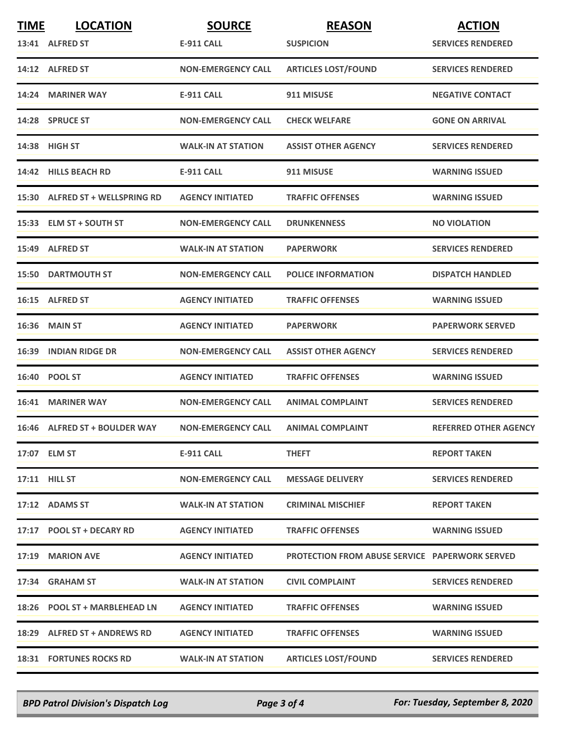| TIME | LOCATION | SOURCE | REASON | ACTION |
|---|---|---|---|---|
| 13:41 | ALFRED ST | E-911 CALL | SUSPICION | SERVICES RENDERED |
| 14:12 | ALFRED ST | NON-EMERGENCY CALL | ARTICLES LOST/FOUND | SERVICES RENDERED |
| 14:24 | MARINER WAY | E-911 CALL | 911 MISUSE | NEGATIVE CONTACT |
| 14:28 | SPRUCE ST | NON-EMERGENCY CALL | CHECK WELFARE | GONE ON ARRIVAL |
| 14:38 | HIGH ST | WALK-IN AT STATION | ASSIST OTHER AGENCY | SERVICES RENDERED |
| 14:42 | HILLS BEACH RD | E-911 CALL | 911 MISUSE | WARNING ISSUED |
| 15:30 | ALFRED ST + WELLSPRING RD | AGENCY INITIATED | TRAFFIC OFFENSES | WARNING ISSUED |
| 15:33 | ELM ST + SOUTH ST | NON-EMERGENCY CALL | DRUNKENNESS | NO VIOLATION |
| 15:49 | ALFRED ST | WALK-IN AT STATION | PAPERWORK | SERVICES RENDERED |
| 15:50 | DARTMOUTH ST | NON-EMERGENCY CALL | POLICE INFORMATION | DISPATCH HANDLED |
| 16:15 | ALFRED ST | AGENCY INITIATED | TRAFFIC OFFENSES | WARNING ISSUED |
| 16:36 | MAIN ST | AGENCY INITIATED | PAPERWORK | PAPERWORK SERVED |
| 16:39 | INDIAN RIDGE DR | NON-EMERGENCY CALL | ASSIST OTHER AGENCY | SERVICES RENDERED |
| 16:40 | POOL ST | AGENCY INITIATED | TRAFFIC OFFENSES | WARNING ISSUED |
| 16:41 | MARINER WAY | NON-EMERGENCY CALL | ANIMAL COMPLAINT | SERVICES RENDERED |
| 16:46 | ALFRED ST + BOULDER WAY | NON-EMERGENCY CALL | ANIMAL COMPLAINT | REFERRED OTHER AGENCY |
| 17:07 | ELM ST | E-911 CALL | THEFT | REPORT TAKEN |
| 17:11 | HILL ST | NON-EMERGENCY CALL | MESSAGE DELIVERY | SERVICES RENDERED |
| 17:12 | ADAMS ST | WALK-IN AT STATION | CRIMINAL MISCHIEF | REPORT TAKEN |
| 17:17 | POOL ST + DECARY RD | AGENCY INITIATED | TRAFFIC OFFENSES | WARNING ISSUED |
| 17:19 | MARION AVE | AGENCY INITIATED | PROTECTION FROM ABUSE SERVICE | PAPERWORK SERVED |
| 17:34 | GRAHAM ST | WALK-IN AT STATION | CIVIL COMPLAINT | SERVICES RENDERED |
| 18:26 | POOL ST + MARBLEHEAD LN | AGENCY INITIATED | TRAFFIC OFFENSES | WARNING ISSUED |
| 18:29 | ALFRED ST + ANDREWS RD | AGENCY INITIATED | TRAFFIC OFFENSES | WARNING ISSUED |
| 18:31 | FORTUNES ROCKS RD | WALK-IN AT STATION | ARTICLES LOST/FOUND | SERVICES RENDERED |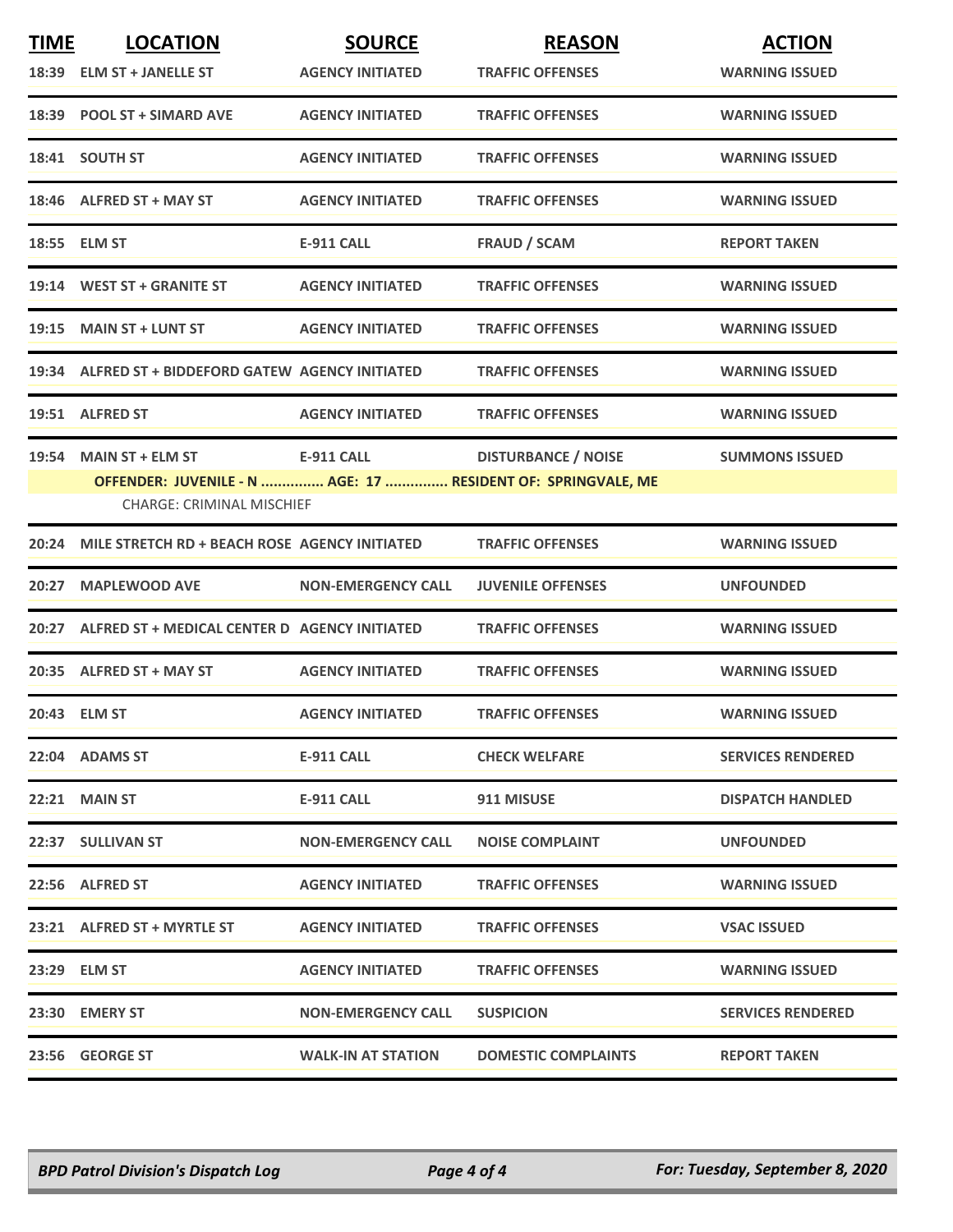| TIME | LOCATION | SOURCE | REASON | ACTION |
|---|---|---|---|---|
| 18:39 | ELM ST + JANELLE ST | AGENCY INITIATED | TRAFFIC OFFENSES | WARNING ISSUED |
| 18:39 | POOL ST + SIMARD AVE | AGENCY INITIATED | TRAFFIC OFFENSES | WARNING ISSUED |
| 18:41 | SOUTH ST | AGENCY INITIATED | TRAFFIC OFFENSES | WARNING ISSUED |
| 18:46 | ALFRED ST + MAY ST | AGENCY INITIATED | TRAFFIC OFFENSES | WARNING ISSUED |
| 18:55 | ELM ST | E-911 CALL | FRAUD / SCAM | REPORT TAKEN |
| 19:14 | WEST ST + GRANITE ST | AGENCY INITIATED | TRAFFIC OFFENSES | WARNING ISSUED |
| 19:15 | MAIN ST + LUNT ST | AGENCY INITIATED | TRAFFIC OFFENSES | WARNING ISSUED |
| 19:34 | ALFRED ST + BIDDEFORD GATEW | AGENCY INITIATED | TRAFFIC OFFENSES | WARNING ISSUED |
| 19:51 | ALFRED ST | AGENCY INITIATED | TRAFFIC OFFENSES | WARNING ISSUED |
| 19:54 | MAIN ST + ELM ST | E-911 CALL | DISTURBANCE / NOISE | SUMMONS ISSUED |
| | OFFENDER: JUVENILE - N ............... AGE: 17 ............... RESIDENT OF: SPRINGVALE, ME | | | |
| | CHARGE: CRIMINAL MISCHIEF | | | |
| 20:24 | MILE STRETCH RD + BEACH ROSE | AGENCY INITIATED | TRAFFIC OFFENSES | WARNING ISSUED |
| 20:27 | MAPLEWOOD AVE | NON-EMERGENCY CALL | JUVENILE OFFENSES | UNFOUNDED |
| 20:27 | ALFRED ST + MEDICAL CENTER D | AGENCY INITIATED | TRAFFIC OFFENSES | WARNING ISSUED |
| 20:35 | ALFRED ST + MAY ST | AGENCY INITIATED | TRAFFIC OFFENSES | WARNING ISSUED |
| 20:43 | ELM ST | AGENCY INITIATED | TRAFFIC OFFENSES | WARNING ISSUED |
| 22:04 | ADAMS ST | E-911 CALL | CHECK WELFARE | SERVICES RENDERED |
| 22:21 | MAIN ST | E-911 CALL | 911 MISUSE | DISPATCH HANDLED |
| 22:37 | SULLIVAN ST | NON-EMERGENCY CALL | NOISE COMPLAINT | UNFOUNDED |
| 22:56 | ALFRED ST | AGENCY INITIATED | TRAFFIC OFFENSES | WARNING ISSUED |
| 23:21 | ALFRED ST + MYRTLE ST | AGENCY INITIATED | TRAFFIC OFFENSES | VSAC ISSUED |
| 23:29 | ELM ST | AGENCY INITIATED | TRAFFIC OFFENSES | WARNING ISSUED |
| 23:30 | EMERY ST | NON-EMERGENCY CALL | SUSPICION | SERVICES RENDERED |
| 23:56 | GEORGE ST | WALK-IN AT STATION | DOMESTIC COMPLAINTS | REPORT TAKEN |